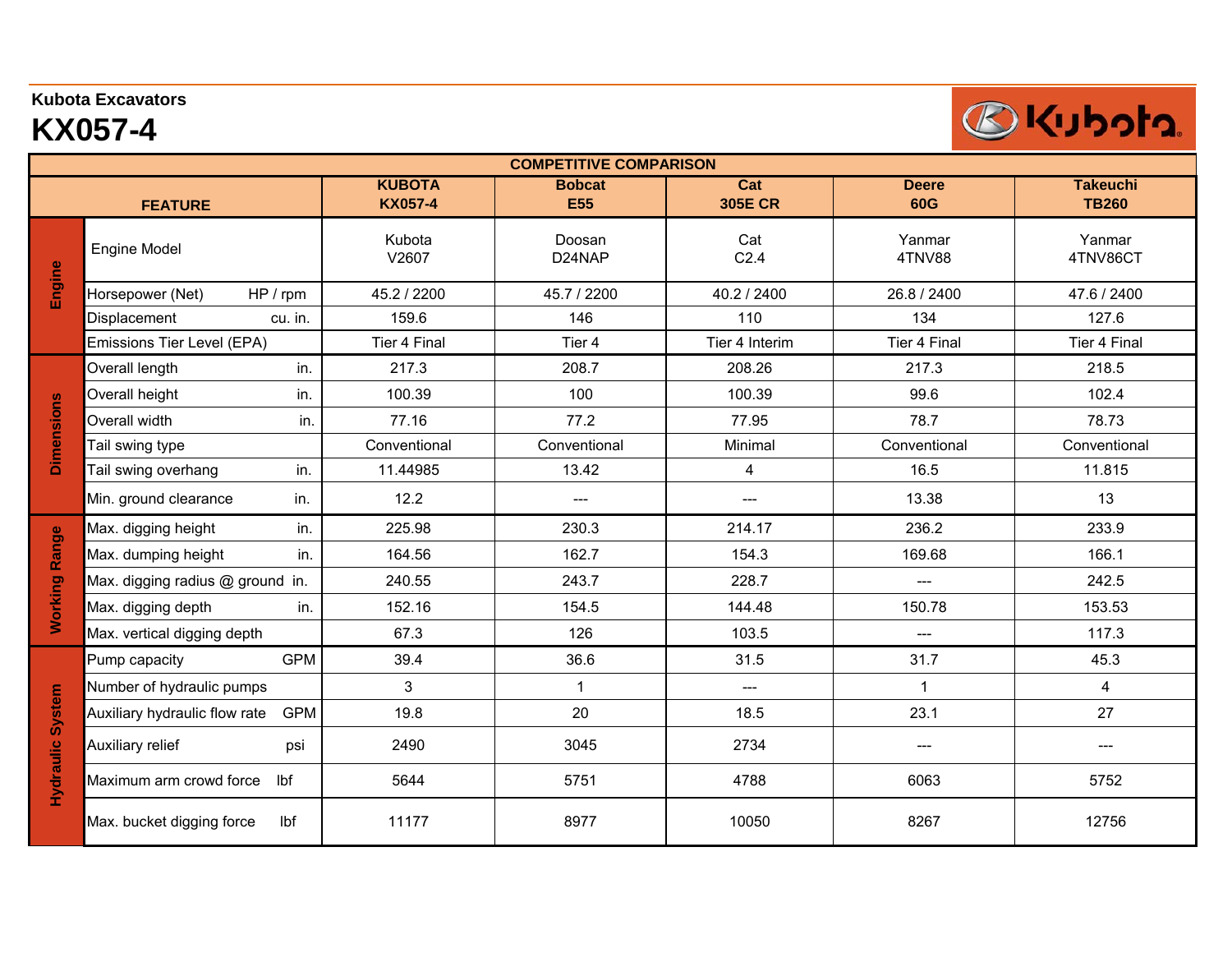**Kubota Excavators**

# KX057-4

| COMPETITIVE COMPARISON | | | | | | | |
|---|---|---|---|---|---|---|---|
| FEATURE | | | KUBOTA KX057-4 | Bobcat E55 | Cat 305E CR | Deere 60G | Takeuchi TB260 |
| Engine | Engine Model | | Kubota V2607 | Doosan D24NAP | Cat C2.4 | Yanmar 4TNV88 | Yanmar 4TNV86CT |
| | Horsepower (Net) | HP / rpm | 45.2 / 2200 | 45.7 / 2200 | 40.2 / 2400 | 26.8 / 2400 | 47.6 / 2400 |
| | Displacement | cu. in. | 159.6 | 146 | 110 | 134 | 127.6 |
| | Emissions Tier Level (EPA) | | Tier 4 Final | Tier 4 | Tier 4 Interim | Tier 4 Final | Tier 4 Final |
| Dimensions | Overall length | in. | 217.3 | 208.7 | 208.26 | 217.3 | 218.5 |
| | Overall height | in. | 100.39 | 100 | 100.39 | 99.6 | 102.4 |
| | Overall width | in. | 77.16 | 77.2 | 77.95 | 78.7 | 78.73 |
| | Tail swing type | | Conventional | Conventional | Minimal | Conventional | Conventional |
| | Tail swing overhang | in. | 11.44985 | 13.42 | 4 | 16.5 | 11.815 |
| | Min. ground clearance | in. | 12.2 | --- | --- | 13.38 | 13 |
| Working Range | Max. digging height | in. | 225.98 | 230.3 | 214.17 | 236.2 | 233.9 |
| | Max. dumping height | in. | 164.56 | 162.7 | 154.3 | 169.68 | 166.1 |
| | Max. digging radius @ ground | in. | 240.55 | 243.7 | 228.7 | --- | 242.5 |
| | Max. digging depth | in. | 152.16 | 154.5 | 144.48 | 150.78 | 153.53 |
| | Max. vertical digging depth | | 67.3 | 126 | 103.5 | --- | 117.3 |
| Hydraulic System | Pump capacity | GPM | 39.4 | 36.6 | 31.5 | 31.7 | 45.3 |
| | Number of hydraulic pumps | | 3 | 1 | --- | 1 | 4 |
| | Auxiliary hydraulic flow rate | GPM | 19.8 | 20 | 18.5 | 23.1 | 27 |
| | Auxiliary relief | psi | 2490 | 3045 | 2734 | --- | --- |
| | Maximum arm crowd force | lbf | 5644 | 5751 | 4788 | 6063 | 5752 |
| | Max. bucket digging force | lbf | 11177 | 8977 | 10050 | 8267 | 12756 |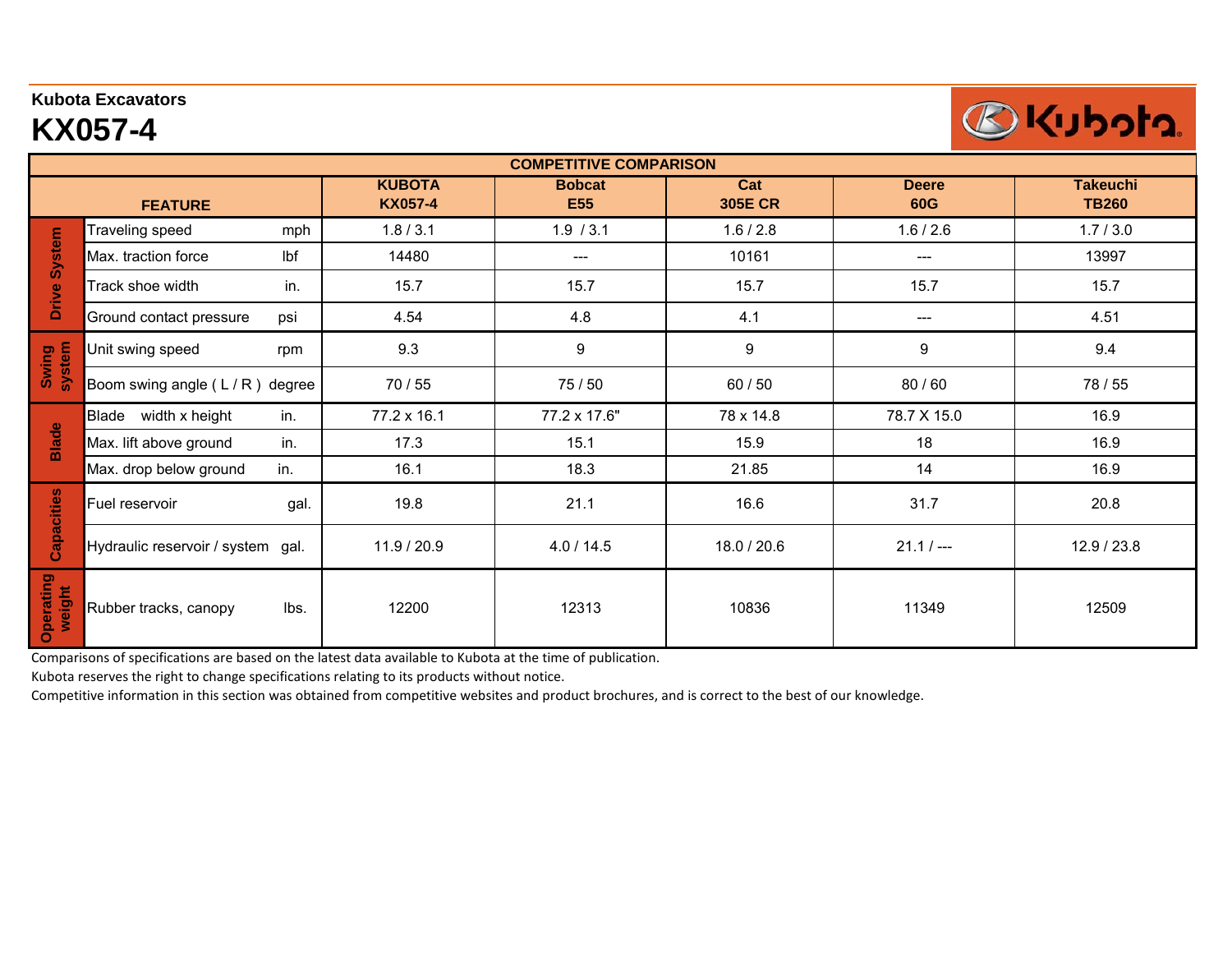Kubota Excavators

# KX057-4

| COMPETITIVE COMPARISON | | | | | | | |
|---|---|---|---|---|---|---|---|
| FEATURE | | | KUBOTA KX057-4 | Bobcat E55 | Cat 305E CR | Deere 60G | Takeuchi TB260 |
| Drive System | Traveling speed | mph | 1.8 / 3.1 | 1.9 / 3.1 | 1.6 / 2.8 | 1.6 / 2.6 | 1.7 / 3.0 |
| | Max. traction force | lbf | 14480 | --- | 10161 | --- | 13997 |
| | Track shoe width | in. | 15.7 | 15.7 | 15.7 | 15.7 | 15.7 |
| | Ground contact pressure | psi | 4.54 | 4.8 | 4.1 | --- | 4.51 |
| Swing system | Unit swing speed | rpm | 9.3 | 9 | 9 | 9 | 9.4 |
| | Boom swing angle ( L / R ) | degree | 70 / 55 | 75 / 50 | 60 / 50 | 80 / 60 | 78 / 55 |
| Blade | Blade width x height | in. | 77.2 x 16.1 | 77.2 x 17.6" | 78 x 14.8 | 78.7 X 15.0 | 16.9 |
| | Max. lift above ground | in. | 17.3 | 15.1 | 15.9 | 18 | 16.9 |
| | Max. drop below ground | in. | 16.1 | 18.3 | 21.85 | 14 | 16.9 |
| Capacities | Fuel reservoir | gal. | 19.8 | 21.1 | 16.6 | 31.7 | 20.8 |
| | Hydraulic reservoir / system | gal. | 11.9 / 20.9 | 4.0 / 14.5 | 18.0 / 20.6 | 21.1 / --- | 12.9 / 23.8 |
| Operating weight | Rubber tracks, canopy | lbs. | 12200 | 12313 | 10836 | 11349 | 12509 |

Comparisons of specifications are based on the latest data available to Kubota at the time of publication.

Kubota reserves the right to change specifications relating to its products without notice.

Competitive information in this section was obtained from competitive websites and product brochures, and is correct to the best of our knowledge.